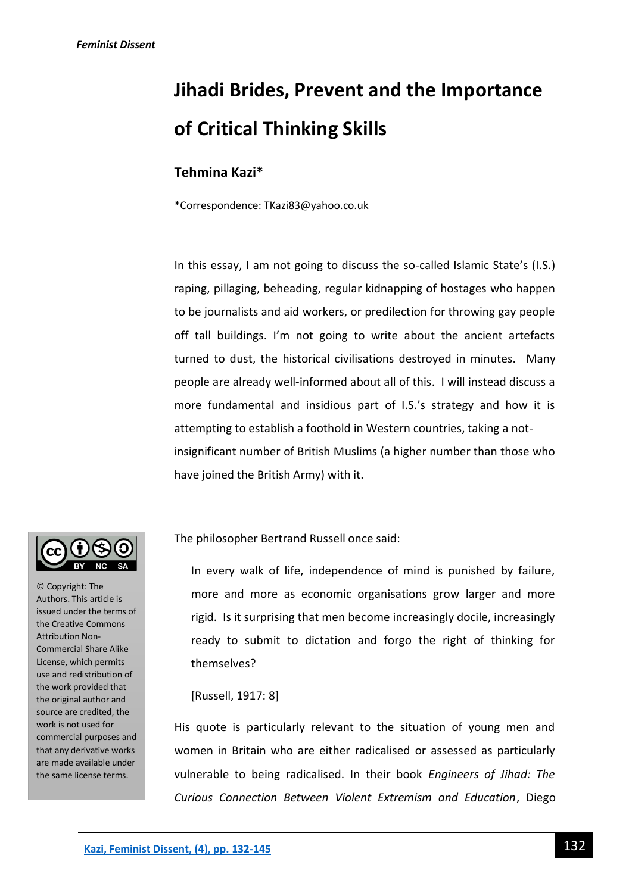# Jihadi Brides, Prevent and the Importance of Critical Thinking Skills

**Tehmina Kazi***

*Correspondence: TKazi83@yahoo.co.uk

© Copyright: The Authors. This article is issued under the terms of the Creative Commons Attribution Non-Commercial Share Alike License, which permits use and redistribution of the work provided that the original author and source are credited, the work is not used for commercial purposes and that any derivative works are made available under the same license terms.

In this essay, I am not going to discuss the so-called Islamic State's (I.S.) raping, pillaging, beheading, regular kidnapping of hostages who happen to be journalists and aid workers, or predilection for throwing gay people off tall buildings. I'm not going to write about the ancient artefacts turned to dust, the historical civilisations destroyed in minutes. Many people are already well-informed about all of this. I will instead discuss a more fundamental and insidious part of I.S.'s strategy and how it is attempting to establish a foothold in Western countries, taking a not-insignificant number of British Muslims (a higher number than those who have joined the British Army) with it.

The philosopher Bertrand Russell once said:

> In every walk of life, independence of mind is punished by failure, more and more as economic organisations grow larger and more rigid. Is it surprising that men become increasingly docile, increasingly ready to submit to dictation and forgo the right of thinking for themselves?
>
> [Russell, 1917: 8]

His quote is particularly relevant to the situation of young men and women in Britain who are either radicalised or assessed as particularly vulnerable to being radicalised. In their book *Engineers of Jihad: The Curious Connection Between Violent Extremism and Education*, Diego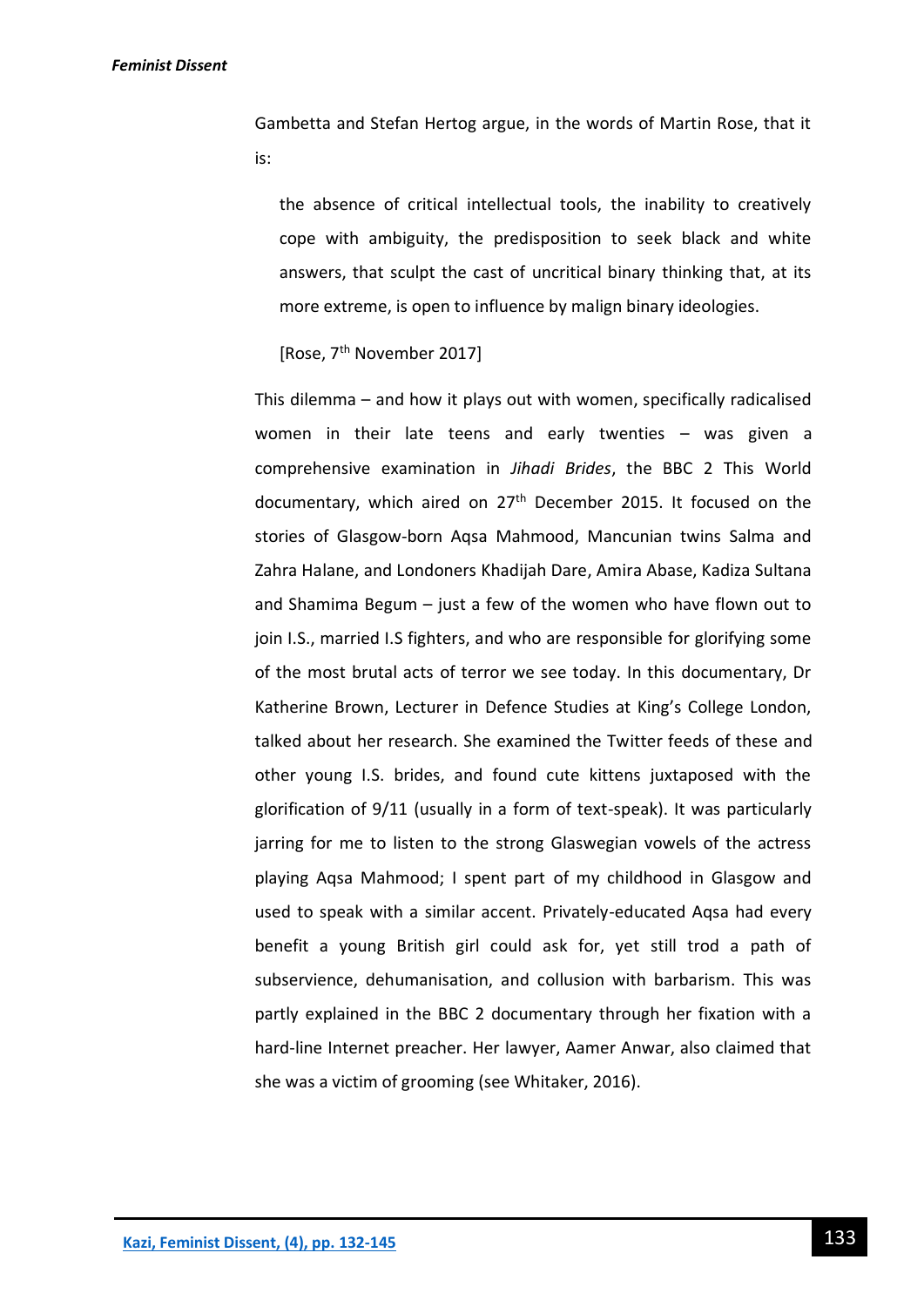Gambetta and Stefan Hertog argue, in the words of Martin Rose, that it is:

> the absence of critical intellectual tools, the inability to creatively cope with ambiguity, the predisposition to seek black and white answers, that sculpt the cast of uncritical binary thinking that, at its more extreme, is open to influence by malign binary ideologies.
>
> [Rose, 7th November 2017]

This dilemma – and how it plays out with women, specifically radicalised women in their late teens and early twenties – was given a comprehensive examination in *Jihadi Brides*, the BBC 2 This World documentary, which aired on 27th December 2015. It focused on the stories of Glasgow-born Aqsa Mahmood, Mancunian twins Salma and Zahra Halane, and Londoners Khadijah Dare, Amira Abase, Kadiza Sultana and Shamima Begum – just a few of the women who have flown out to join I.S., married I.S fighters, and who are responsible for glorifying some of the most brutal acts of terror we see today. In this documentary, Dr Katherine Brown, Lecturer in Defence Studies at King's College London, talked about her research. She examined the Twitter feeds of these and other young I.S. brides, and found cute kittens juxtaposed with the glorification of 9/11 (usually in a form of text-speak). It was particularly jarring for me to listen to the strong Glaswegian vowels of the actress playing Aqsa Mahmood; I spent part of my childhood in Glasgow and used to speak with a similar accent. Privately-educated Aqsa had every benefit a young British girl could ask for, yet still trod a path of subservience, dehumanisation, and collusion with barbarism. This was partly explained in the BBC 2 documentary through her fixation with a hard-line Internet preacher. Her lawyer, Aamer Anwar, also claimed that she was a victim of grooming (see Whitaker, 2016).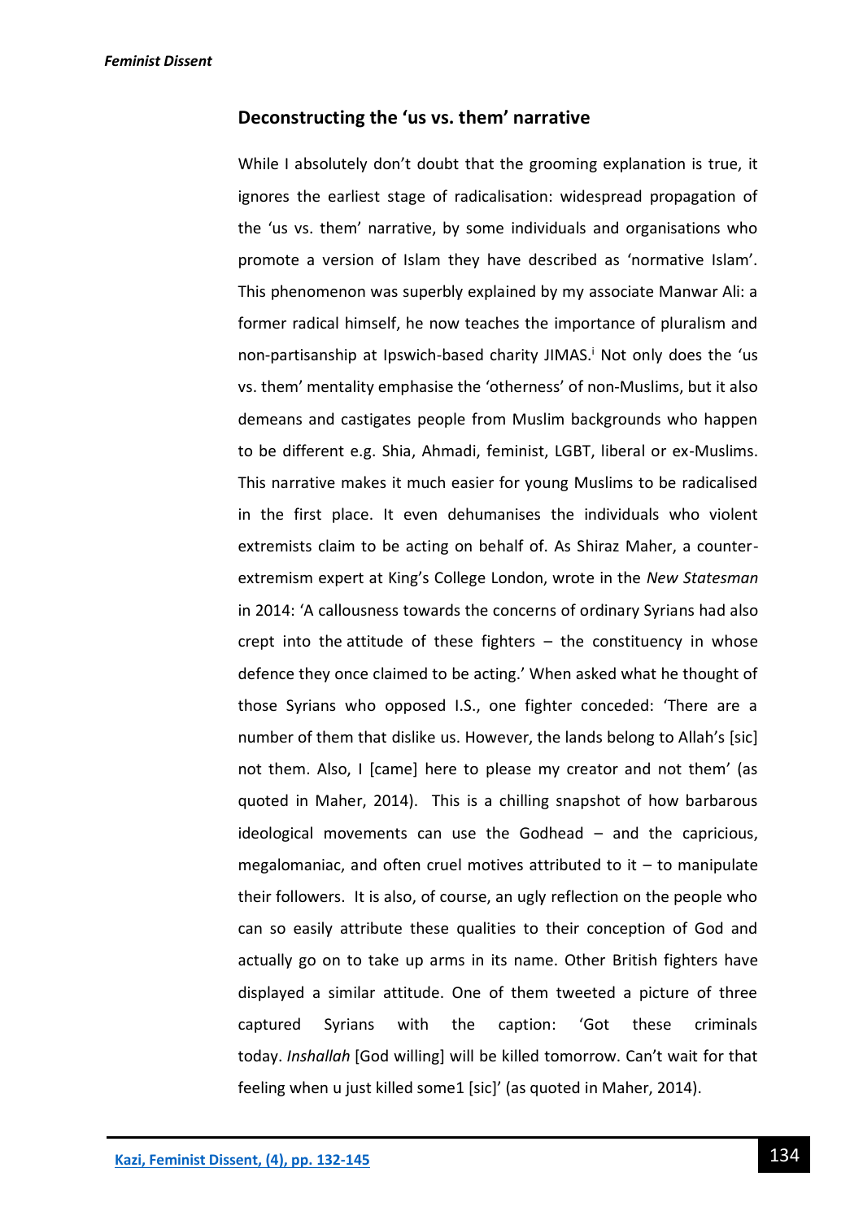## Deconstructing the 'us vs. them' narrative

While I absolutely don't doubt that the grooming explanation is true, it ignores the earliest stage of radicalisation: widespread propagation of the 'us vs. them' narrative, by some individuals and organisations who promote a version of Islam they have described as 'normative Islam'. This phenomenon was superbly explained by my associate Manwar Ali: a former radical himself, he now teaches the importance of pluralism and non-partisanship at Ipswich-based charity JIMAS.[i] Not only does the 'us vs. them' mentality emphasise the 'otherness' of non-Muslims, but it also demeans and castigates people from Muslim backgrounds who happen to be different e.g. Shia, Ahmadi, feminist, LGBT, liberal or ex-Muslims. This narrative makes it much easier for young Muslims to be radicalised in the first place. It even dehumanises the individuals who violent extremists claim to be acting on behalf of. As Shiraz Maher, a counter-extremism expert at King's College London, wrote in the *New Statesman* in 2014: 'A callousness towards the concerns of ordinary Syrians had also crept into the attitude of these fighters – the constituency in whose defence they once claimed to be acting.' When asked what he thought of those Syrians who opposed I.S., one fighter conceded: 'There are a number of them that dislike us. However, the lands belong to Allah's [sic] not them. Also, I [came] here to please my creator and not them' (as quoted in Maher, 2014). This is a chilling snapshot of how barbarous ideological movements can use the Godhead – and the capricious, megalomaniac, and often cruel motives attributed to it – to manipulate their followers. It is also, of course, an ugly reflection on the people who can so easily attribute these qualities to their conception of God and actually go on to take up arms in its name. Other British fighters have displayed a similar attitude. One of them tweeted a picture of three captured Syrians with the caption: 'Got these criminals today. *Inshallah* [God willing] will be killed tomorrow. Can't wait for that feeling when u just killed some1 [sic]' (as quoted in Maher, 2014).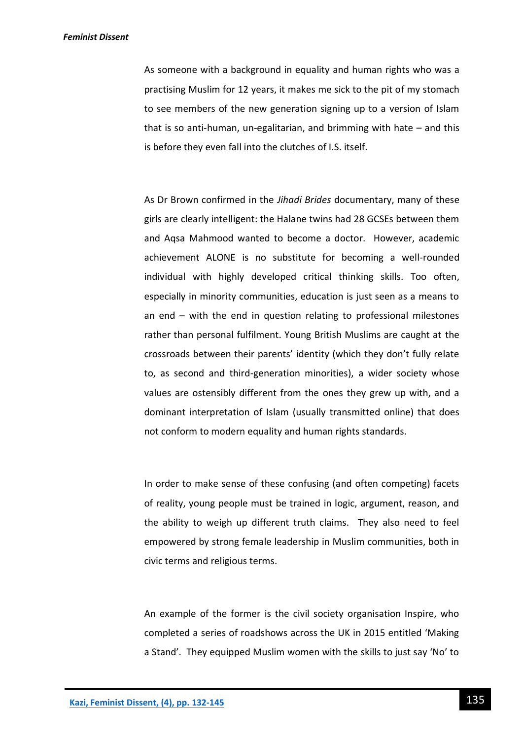As someone with a background in equality and human rights who was a practising Muslim for 12 years, it makes me sick to the pit of my stomach to see members of the new generation signing up to a version of Islam that is so anti-human, un-egalitarian, and brimming with hate – and this is before they even fall into the clutches of I.S. itself.

As Dr Brown confirmed in the *Jihadi Brides* documentary, many of these girls are clearly intelligent: the Halane twins had 28 GCSEs between them and Aqsa Mahmood wanted to become a doctor. However, academic achievement ALONE is no substitute for becoming a well-rounded individual with highly developed critical thinking skills. Too often, especially in minority communities, education is just seen as a means to an end – with the end in question relating to professional milestones rather than personal fulfilment. Young British Muslims are caught at the crossroads between their parents' identity (which they don't fully relate to, as second and third-generation minorities), a wider society whose values are ostensibly different from the ones they grew up with, and a dominant interpretation of Islam (usually transmitted online) that does not conform to modern equality and human rights standards.

In order to make sense of these confusing (and often competing) facets of reality, young people must be trained in logic, argument, reason, and the ability to weigh up different truth claims. They also need to feel empowered by strong female leadership in Muslim communities, both in civic terms and religious terms.

An example of the former is the civil society organisation Inspire, who completed a series of roadshows across the UK in 2015 entitled 'Making a Stand'. They equipped Muslim women with the skills to just say 'No' to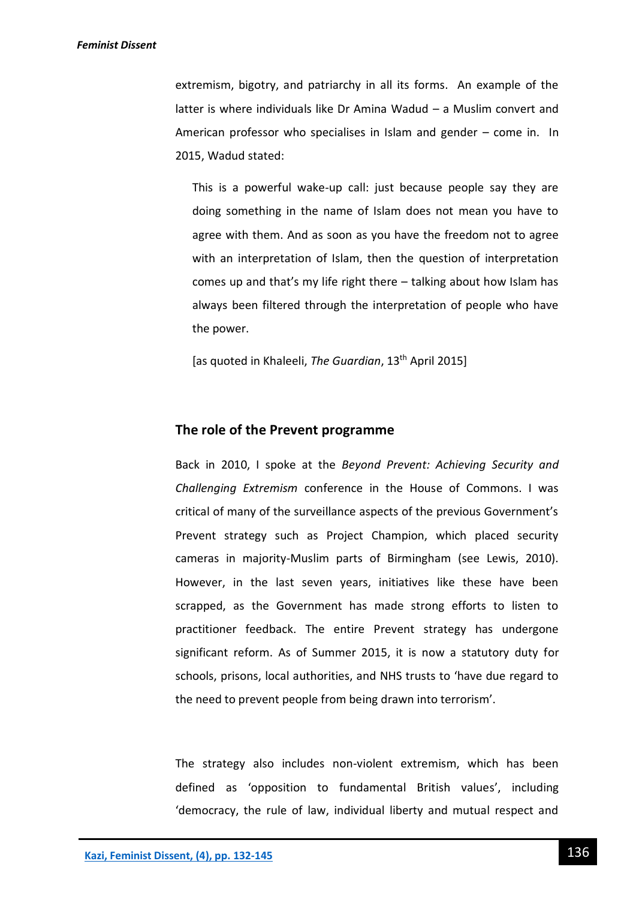extremism, bigotry, and patriarchy in all its forms. An example of the latter is where individuals like Dr Amina Wadud – a Muslim convert and American professor who specialises in Islam and gender – come in. In 2015, Wadud stated:

> This is a powerful wake-up call: just because people say they are doing something in the name of Islam does not mean you have to agree with them. And as soon as you have the freedom not to agree with an interpretation of Islam, then the question of interpretation comes up and that's my life right there – talking about how Islam has always been filtered through the interpretation of people who have the power.
>
> [as quoted in Khaleeli, *The Guardian*, 13th April 2015]

## The role of the Prevent programme

Back in 2010, I spoke at the *Beyond Prevent: Achieving Security and Challenging Extremism* conference in the House of Commons. I was critical of many of the surveillance aspects of the previous Government's Prevent strategy such as Project Champion, which placed security cameras in majority-Muslim parts of Birmingham (see Lewis, 2010). However, in the last seven years, initiatives like these have been scrapped, as the Government has made strong efforts to listen to practitioner feedback. The entire Prevent strategy has undergone significant reform. As of Summer 2015, it is now a statutory duty for schools, prisons, local authorities, and NHS trusts to 'have due regard to the need to prevent people from being drawn into terrorism'.

The strategy also includes non-violent extremism, which has been defined as 'opposition to fundamental British values', including 'democracy, the rule of law, individual liberty and mutual respect and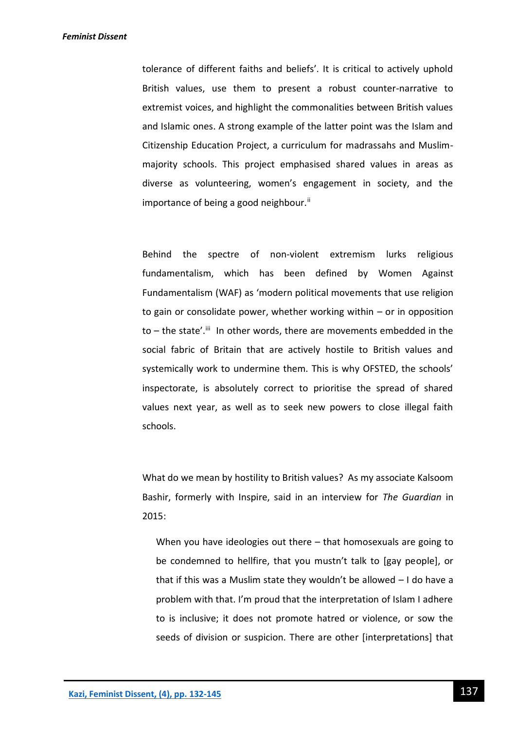tolerance of different faiths and beliefs'. It is critical to actively uphold British values, use them to present a robust counter-narrative to extremist voices, and highlight the commonalities between British values and Islamic ones. A strong example of the latter point was the Islam and Citizenship Education Project, a curriculum for madrassahs and Muslim-majority schools. This project emphasised shared values in areas as diverse as volunteering, women's engagement in society, and the importance of being a good neighbour.[ii]

Behind the spectre of non-violent extremism lurks religious fundamentalism, which has been defined by Women Against Fundamentalism (WAF) as 'modern political movements that use religion to gain or consolidate power, whether working within – or in opposition to – the state'.[iii] In other words, there are movements embedded in the social fabric of Britain that are actively hostile to British values and systemically work to undermine them. This is why OFSTED, the schools' inspectorate, is absolutely correct to prioritise the spread of shared values next year, as well as to seek new powers to close illegal faith schools.

What do we mean by hostility to British values? As my associate Kalsoom Bashir, formerly with Inspire, said in an interview for *The Guardian* in 2015:

> When you have ideologies out there – that homosexuals are going to be condemned to hellfire, that you mustn't talk to [gay people], or that if this was a Muslim state they wouldn't be allowed – I do have a problem with that. I'm proud that the interpretation of Islam I adhere to is inclusive; it does not promote hatred or violence, or sow the seeds of division or suspicion. There are other [interpretations] that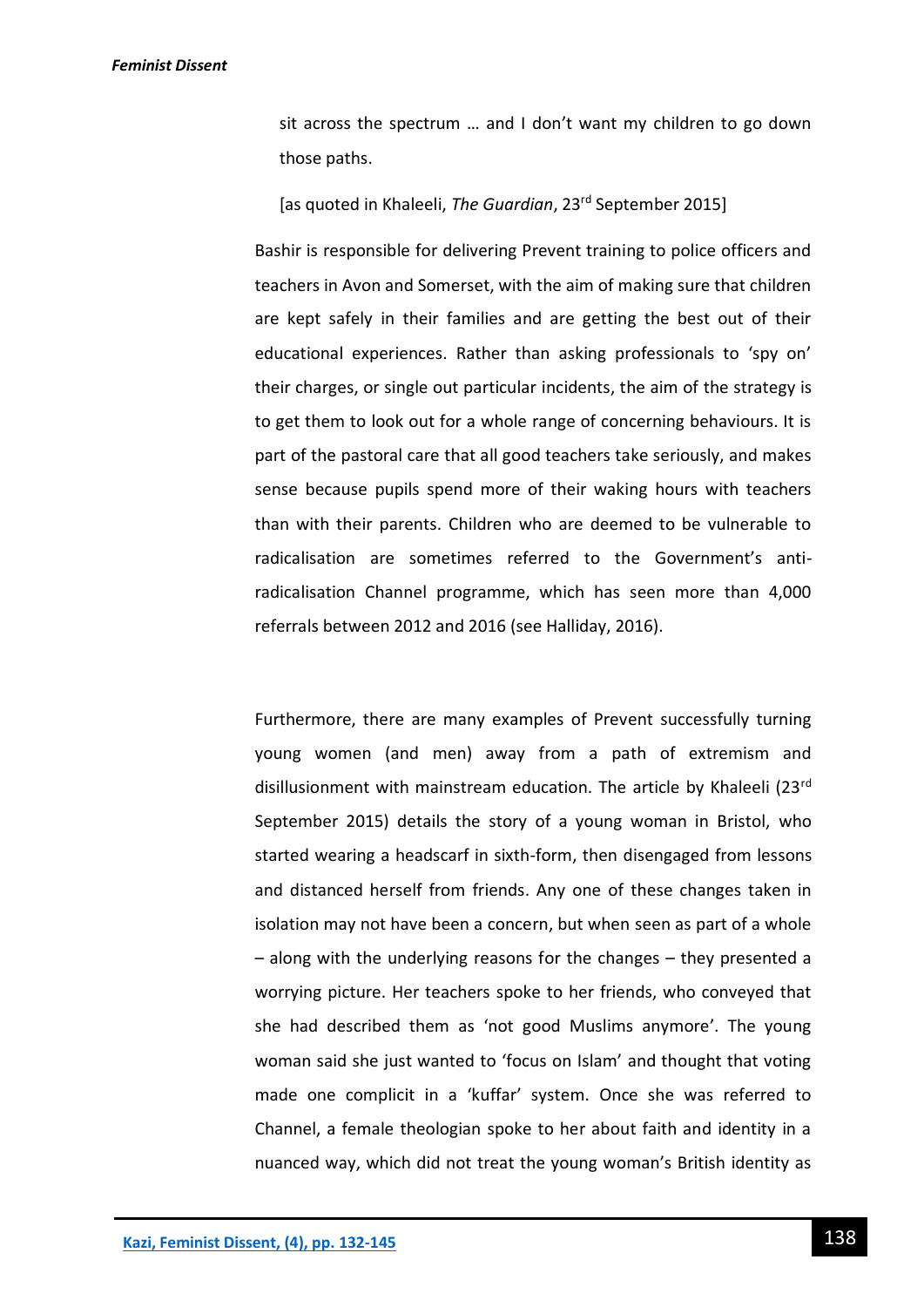> sit across the spectrum … and I don't want my children to go down those paths.
>
> [as quoted in Khaleeli, *The Guardian*, 23rd September 2015]

Bashir is responsible for delivering Prevent training to police officers and teachers in Avon and Somerset, with the aim of making sure that children are kept safely in their families and are getting the best out of their educational experiences. Rather than asking professionals to 'spy on' their charges, or single out particular incidents, the aim of the strategy is to get them to look out for a whole range of concerning behaviours. It is part of the pastoral care that all good teachers take seriously, and makes sense because pupils spend more of their waking hours with teachers than with their parents. Children who are deemed to be vulnerable to radicalisation are sometimes referred to the Government's anti-radicalisation Channel programme, which has seen more than 4,000 referrals between 2012 and 2016 (see Halliday, 2016).

Furthermore, there are many examples of Prevent successfully turning young women (and men) away from a path of extremism and disillusionment with mainstream education. The article by Khaleeli (23rd September 2015) details the story of a young woman in Bristol, who started wearing a headscarf in sixth-form, then disengaged from lessons and distanced herself from friends. Any one of these changes taken in isolation may not have been a concern, but when seen as part of a whole – along with the underlying reasons for the changes – they presented a worrying picture. Her teachers spoke to her friends, who conveyed that she had described them as 'not good Muslims anymore'. The young woman said she just wanted to 'focus on Islam' and thought that voting made one complicit in a 'kuffar' system. Once she was referred to Channel, a female theologian spoke to her about faith and identity in a nuanced way, which did not treat the young woman's British identity as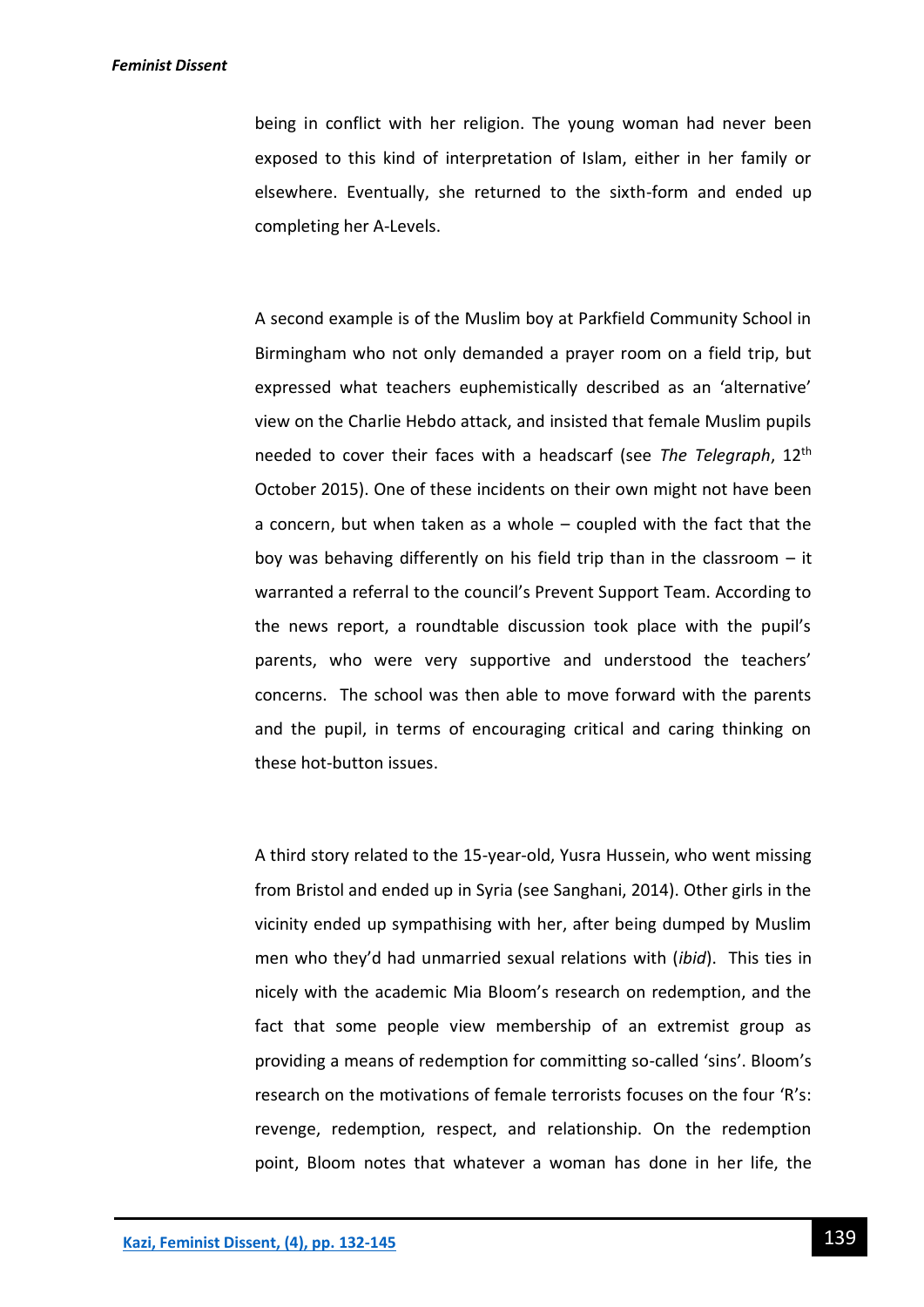being in conflict with her religion. The young woman had never been exposed to this kind of interpretation of Islam, either in her family or elsewhere. Eventually, she returned to the sixth-form and ended up completing her A-Levels.

A second example is of the Muslim boy at Parkfield Community School in Birmingham who not only demanded a prayer room on a field trip, but expressed what teachers euphemistically described as an 'alternative' view on the Charlie Hebdo attack, and insisted that female Muslim pupils needed to cover their faces with a headscarf (see *The Telegraph*, 12th October 2015). One of these incidents on their own might not have been a concern, but when taken as a whole – coupled with the fact that the boy was behaving differently on his field trip than in the classroom – it warranted a referral to the council's Prevent Support Team. According to the news report, a roundtable discussion took place with the pupil's parents, who were very supportive and understood the teachers' concerns. The school was then able to move forward with the parents and the pupil, in terms of encouraging critical and caring thinking on these hot-button issues.

A third story related to the 15-year-old, Yusra Hussein, who went missing from Bristol and ended up in Syria (see Sanghani, 2014). Other girls in the vicinity ended up sympathising with her, after being dumped by Muslim men who they'd had unmarried sexual relations with (*ibid*). This ties in nicely with the academic Mia Bloom's research on redemption, and the fact that some people view membership of an extremist group as providing a means of redemption for committing so-called 'sins'. Bloom's research on the motivations of female terrorists focuses on the four 'R's: revenge, redemption, respect, and relationship. On the redemption point, Bloom notes that whatever a woman has done in her life, the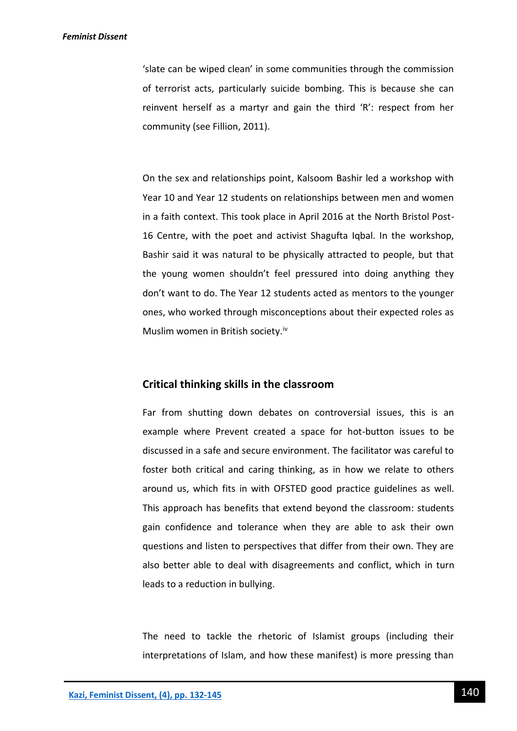'slate can be wiped clean' in some communities through the commission of terrorist acts, particularly suicide bombing. This is because she can reinvent herself as a martyr and gain the third 'R': respect from her community (see Fillion, 2011).

On the sex and relationships point, Kalsoom Bashir led a workshop with Year 10 and Year 12 students on relationships between men and women in a faith context. This took place in April 2016 at the North Bristol Post-16 Centre, with the poet and activist Shagufta Iqbal. In the workshop, Bashir said it was natural to be physically attracted to people, but that the young women shouldn't feel pressured into doing anything they don't want to do. The Year 12 students acted as mentors to the younger ones, who worked through misconceptions about their expected roles as Muslim women in British society.[iv]

## Critical thinking skills in the classroom

Far from shutting down debates on controversial issues, this is an example where Prevent created a space for hot-button issues to be discussed in a safe and secure environment. The facilitator was careful to foster both critical and caring thinking, as in how we relate to others around us, which fits in with OFSTED good practice guidelines as well. This approach has benefits that extend beyond the classroom: students gain confidence and tolerance when they are able to ask their own questions and listen to perspectives that differ from their own. They are also better able to deal with disagreements and conflict, which in turn leads to a reduction in bullying.

The need to tackle the rhetoric of Islamist groups (including their interpretations of Islam, and how these manifest) is more pressing than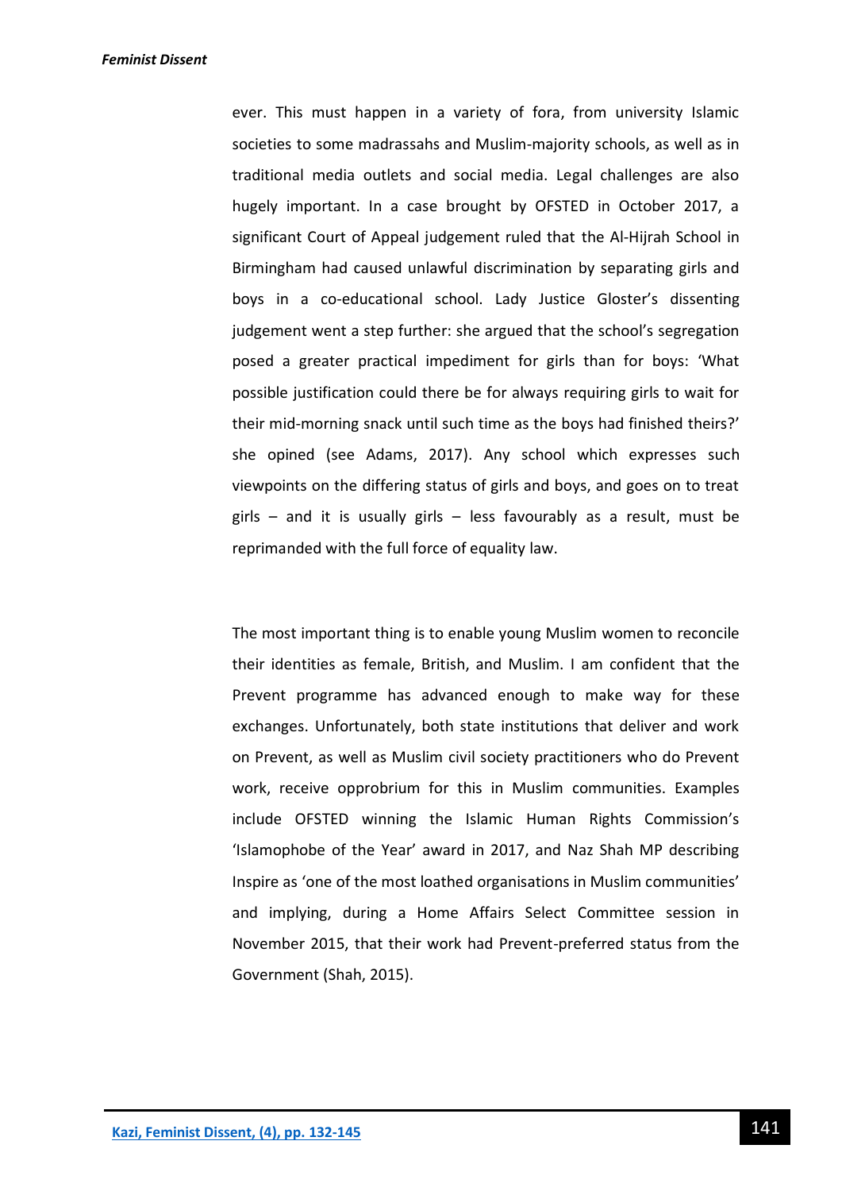ever. This must happen in a variety of fora, from university Islamic societies to some madrassahs and Muslim-majority schools, as well as in traditional media outlets and social media. Legal challenges are also hugely important. In a case brought by OFSTED in October 2017, a significant Court of Appeal judgement ruled that the Al-Hijrah School in Birmingham had caused unlawful discrimination by separating girls and boys in a co-educational school. Lady Justice Gloster's dissenting judgement went a step further: she argued that the school's segregation posed a greater practical impediment for girls than for boys: 'What possible justification could there be for always requiring girls to wait for their mid-morning snack until such time as the boys had finished theirs?' she opined (see Adams, 2017). Any school which expresses such viewpoints on the differing status of girls and boys, and goes on to treat girls – and it is usually girls – less favourably as a result, must be reprimanded with the full force of equality law.

The most important thing is to enable young Muslim women to reconcile their identities as female, British, and Muslim. I am confident that the Prevent programme has advanced enough to make way for these exchanges. Unfortunately, both state institutions that deliver and work on Prevent, as well as Muslim civil society practitioners who do Prevent work, receive opprobrium for this in Muslim communities. Examples include OFSTED winning the Islamic Human Rights Commission's 'Islamophobe of the Year' award in 2017, and Naz Shah MP describing Inspire as 'one of the most loathed organisations in Muslim communities' and implying, during a Home Affairs Select Committee session in November 2015, that their work had Prevent-preferred status from the Government (Shah, 2015).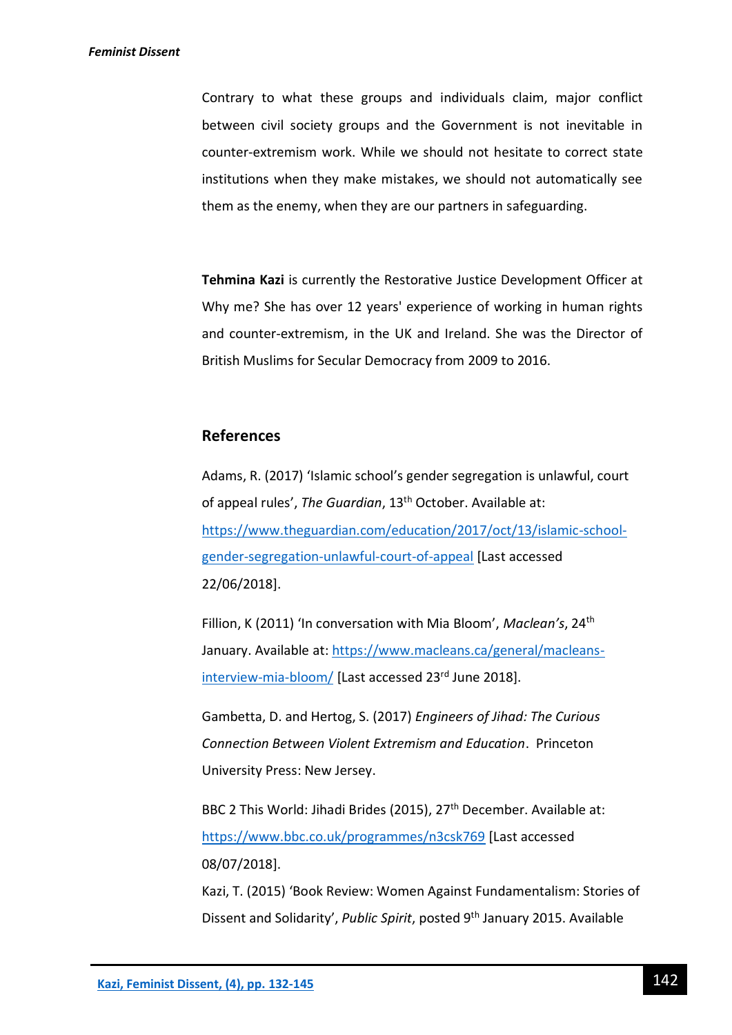Contrary to what these groups and individuals claim, major conflict between civil society groups and the Government is not inevitable in counter-extremism work. While we should not hesitate to correct state institutions when they make mistakes, we should not automatically see them as the enemy, when they are our partners in safeguarding.

**Tehmina Kazi** is currently the Restorative Justice Development Officer at Why me? She has over 12 years' experience of working in human rights and counter-extremism, in the UK and Ireland. She was the Director of British Muslims for Secular Democracy from 2009 to 2016.

## References

Adams, R. (2017) 'Islamic school's gender segregation is unlawful, court of appeal rules', *The Guardian*, 13th October. Available at: https://www.theguardian.com/education/2017/oct/13/islamic-school-gender-segregation-unlawful-court-of-appeal [Last accessed 22/06/2018].

Fillion, K (2011) 'In conversation with Mia Bloom', *Maclean's*, 24th January. Available at: https://www.macleans.ca/general/macleans-interview-mia-bloom/ [Last accessed 23rd June 2018].

Gambetta, D. and Hertog, S. (2017) *Engineers of Jihad: The Curious Connection Between Violent Extremism and Education*. Princeton University Press: New Jersey.

BBC 2 This World: Jihadi Brides (2015), 27th December. Available at: https://www.bbc.co.uk/programmes/n3csk769 [Last accessed 08/07/2018].

Kazi, T. (2015) 'Book Review: Women Against Fundamentalism: Stories of Dissent and Solidarity', *Public Spirit*, posted 9th January 2015. Available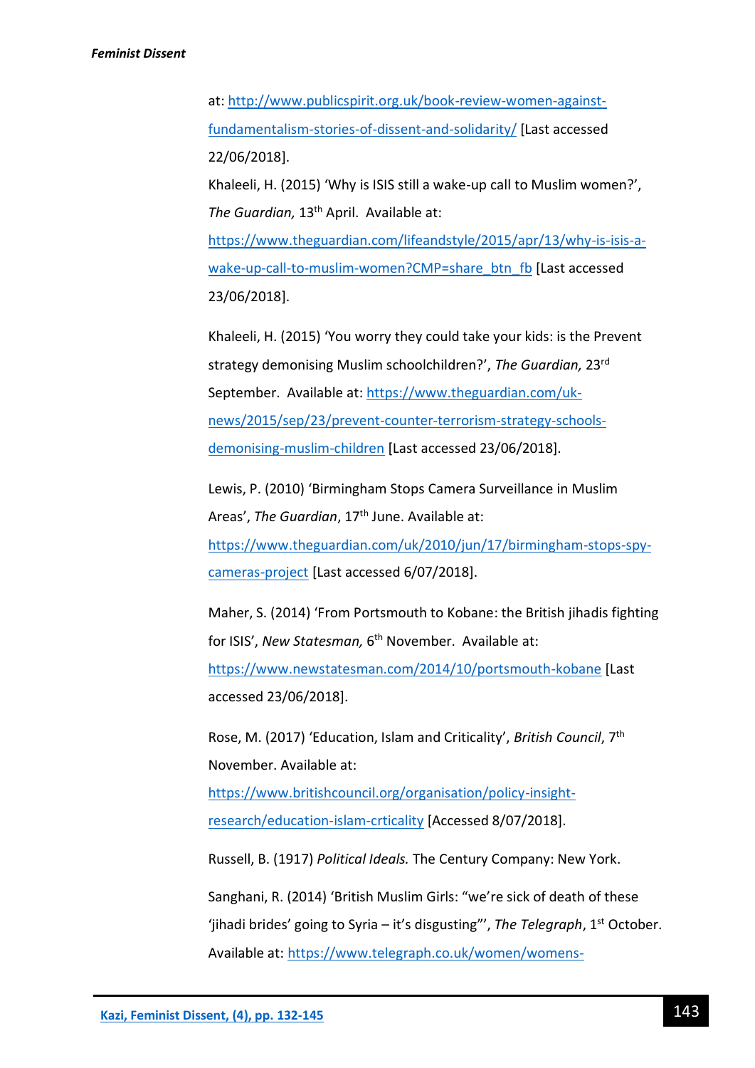at: http://www.publicspirit.org.uk/book-review-women-against-fundamentalism-stories-of-dissent-and-solidarity/ [Last accessed 22/06/2018].

Khaleeli, H. (2015) 'Why is ISIS still a wake-up call to Muslim women?', *The Guardian,* 13th April. Available at: https://www.theguardian.com/lifeandstyle/2015/apr/13/why-is-isis-a-wake-up-call-to-muslim-women?CMP=share_btn_fb [Last accessed 23/06/2018].

Khaleeli, H. (2015) 'You worry they could take your kids: is the Prevent strategy demonising Muslim schoolchildren?', *The Guardian,* 23rd September. Available at: https://www.theguardian.com/uk-news/2015/sep/23/prevent-counter-terrorism-strategy-schools-demonising-muslim-children [Last accessed 23/06/2018].

Lewis, P. (2010) 'Birmingham Stops Camera Surveillance in Muslim Areas', *The Guardian*, 17th June. Available at: https://www.theguardian.com/uk/2010/jun/17/birmingham-stops-spy-cameras-project [Last accessed 6/07/2018].

Maher, S. (2014) 'From Portsmouth to Kobane: the British jihadis fighting for ISIS', *New Statesman,* 6th November. Available at: https://www.newstatesman.com/2014/10/portsmouth-kobane [Last accessed 23/06/2018].

Rose, M. (2017) 'Education, Islam and Criticality', *British Council*, 7th November. Available at: https://www.britishcouncil.org/organisation/policy-insight-research/education-islam-crticality [Accessed 8/07/2018].

Russell, B. (1917) *Political Ideals.* The Century Company: New York.

Sanghani, R. (2014) 'British Muslim Girls: "we're sick of death of these 'jihadi brides' going to Syria – it's disgusting"', *The Telegraph*, 1st October. Available at: https://www.telegraph.co.uk/women/womens-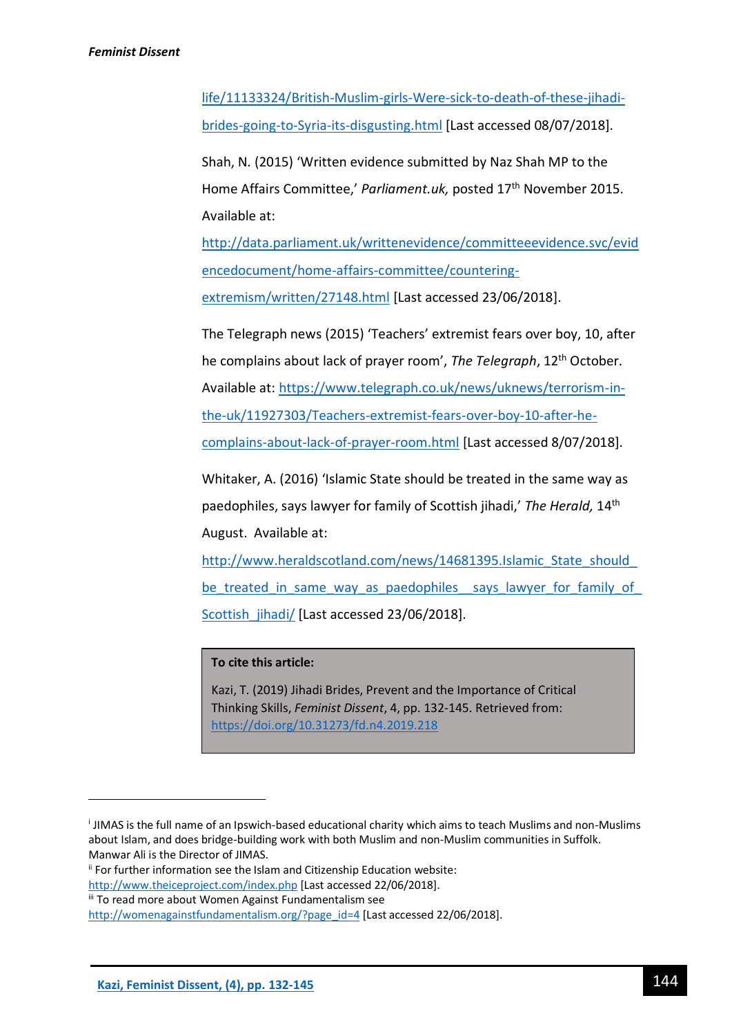life/11133324/British-Muslim-girls-Were-sick-to-death-of-these-jihadi-brides-going-to-Syria-its-disgusting.html [Last accessed 08/07/2018].

Shah, N. (2015) 'Written evidence submitted by Naz Shah MP to the Home Affairs Committee,' *Parliament.uk,* posted 17th November 2015. Available at: http://data.parliament.uk/writtenevidence/committeeevidence.svc/evidencedocument/home-affairs-committee/countering-extremism/written/27148.html [Last accessed 23/06/2018].

The Telegraph news (2015) 'Teachers' extremist fears over boy, 10, after he complains about lack of prayer room', *The Telegraph*, 12th October. Available at: https://www.telegraph.co.uk/news/uknews/terrorism-in-the-uk/11927303/Teachers-extremist-fears-over-boy-10-after-he-complains-about-lack-of-prayer-room.html [Last accessed 8/07/2018].

Whitaker, A. (2016) 'Islamic State should be treated in the same way as paedophiles, says lawyer for family of Scottish jihadi,' *The Herald,* 14th August. Available at: http://www.heraldscotland.com/news/14681395.Islamic_State_should_be_treated_in_same_way_as_paedophiles__says_lawyer_for_family_of_Scottish_jihadi/ [Last accessed 23/06/2018].

**To cite this article:**

Kazi, T. (2019) Jihadi Brides, Prevent and the Importance of Critical Thinking Skills, *Feminist Dissent*, 4, pp. 132-145. Retrieved from: https://doi.org/10.31273/fd.n4.2019.218

---

[i] JIMAS is the full name of an Ipswich-based educational charity which aims to teach Muslims and non-Muslims about Islam, and does bridge-building work with both Muslim and non-Muslim communities in Suffolk. Manwar Ali is the Director of JIMAS.

[ii] For further information see the Islam and Citizenship Education website: http://www.theiceproject.com/index.php [Last accessed 22/06/2018].

[iii] To read more about Women Against Fundamentalism see http://womenagainstfundamentalism.org/?page_id=4 [Last accessed 22/06/2018].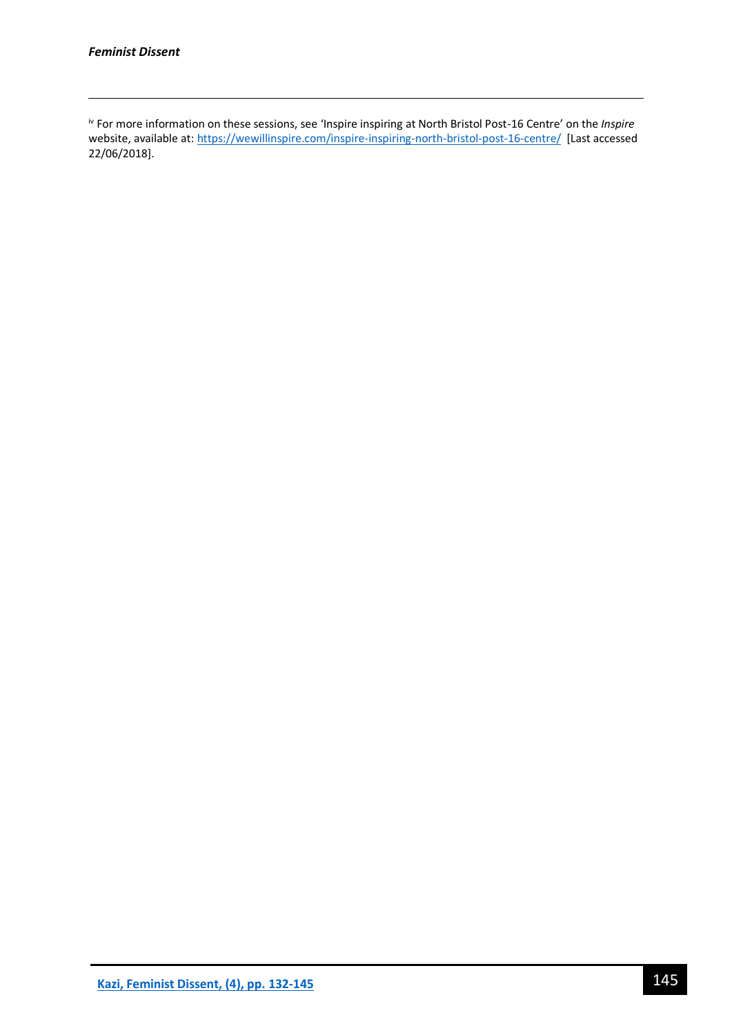[iv] For more information on these sessions, see 'Inspire inspiring at North Bristol Post-16 Centre' on the *Inspire* website, available at: https://wewillinspire.com/inspire-inspiring-north-bristol-post-16-centre/ [Last accessed 22/06/2018].